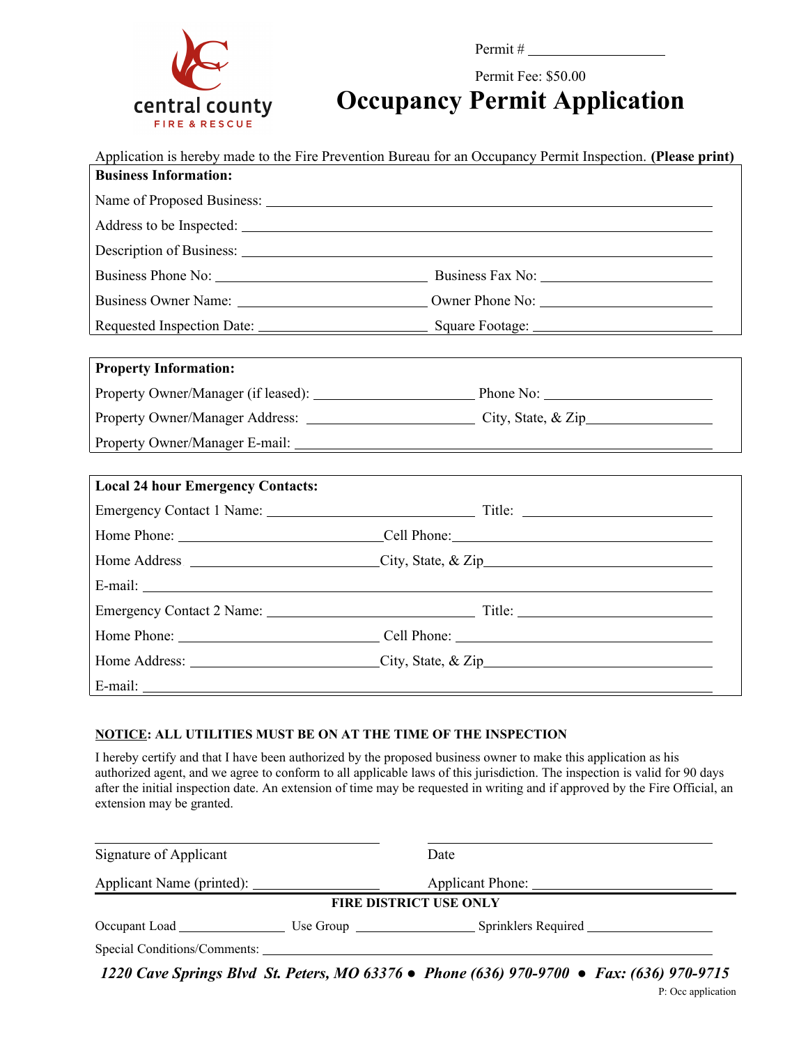central county
FIRE & RESCUE

Permit # ___________________

Permit Fee: $50.00

# Occupancy Permit Application

Application is hereby made to the Fire Prevention Bureau for an Occupancy Permit Inspection. **(Please print)**

**Business Information:**

Name of Proposed Business: ___________________________________________

Address to be Inspected: ___________________________________________

Description of Business: ___________________________________________

Business Phone No: ______________________ Business Fax No: ______________________

Business Owner Name: ______________________ Owner Phone No: ______________________

Requested Inspection Date: ______________________ Square Footage: ______________________

**Property Information:**

Property Owner/Manager (if leased): ______________________ Phone No: ______________________

Property Owner/Manager Address: ______________________ City, State, & Zip ______________________

Property Owner/Manager E-mail: ___________________________________________

**Local 24 hour Emergency Contacts:**

Emergency Contact 1 Name: ______________________ Title: ______________________

Home Phone: ______________________ Cell Phone: ______________________

Home Address ______________________ City, State, & Zip ______________________

E-mail: ___________________________________________

Emergency Contact 2 Name: ______________________ Title: ______________________

Home Phone: ______________________ Cell Phone: ______________________

Home Address: ______________________ City, State, & Zip ______________________

E-mail: ___________________________________________

**NOTICE: ALL UTILITIES MUST BE ON AT THE TIME OF THE INSPECTION**

I hereby certify and that I have been authorized by the proposed business owner to make this application as his authorized agent, and we agree to conform to all applicable laws of this jurisdiction. The inspection is valid for 90 days after the initial inspection date. An extension of time may be requested in writing and if approved by the Fire Official, an extension may be granted.

______________________ ______________________

Signature of Applicant Date

Applicant Name (printed): ______________________ Applicant Phone: ______________________

**FIRE DISTRICT USE ONLY**

Occupant Load ______________ Use Group ______________ Sprinklers Required ______________

Special Conditions/Comments: ___________________________________________

***1220 Cave Springs Blvd St. Peters, MO 63376 ● Phone (636) 970-9700 ● Fax: (636) 970-9715***

P: Occ application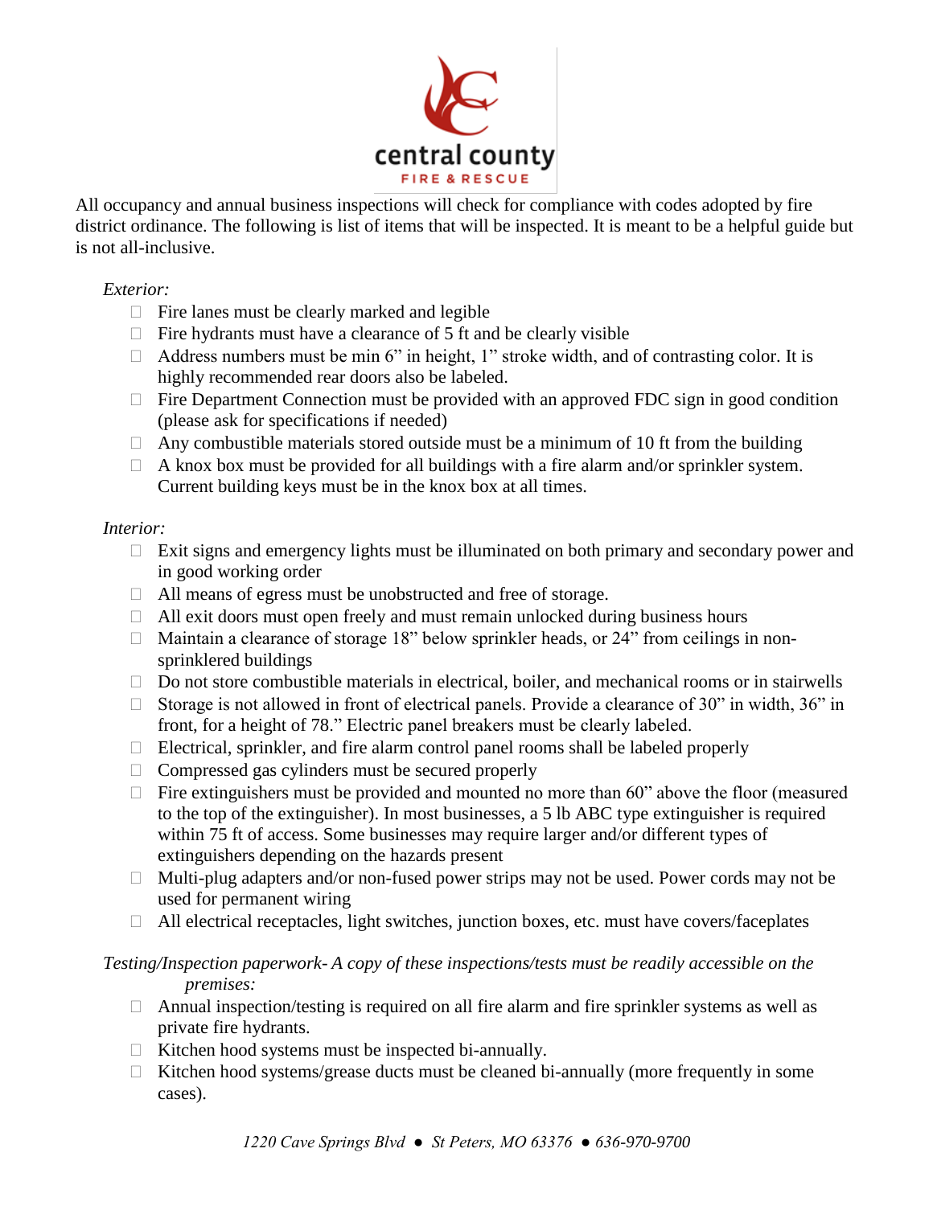central county
FIRE & RESCUE

All occupancy and annual business inspections will check for compliance with codes adopted by fire district ordinance. The following is list of items that will be inspected. It is meant to be a helpful guide but is not all-inclusive.

*Exterior:*

- Fire lanes must be clearly marked and legible
- Fire hydrants must have a clearance of 5 ft and be clearly visible
- Address numbers must be min 6" in height, 1" stroke width, and of contrasting color. It is highly recommended rear doors also be labeled.
- Fire Department Connection must be provided with an approved FDC sign in good condition (please ask for specifications if needed)
- Any combustible materials stored outside must be a minimum of 10 ft from the building
- A knox box must be provided for all buildings with a fire alarm and/or sprinkler system. Current building keys must be in the knox box at all times.

*Interior:*

- Exit signs and emergency lights must be illuminated on both primary and secondary power and in good working order
- All means of egress must be unobstructed and free of storage.
- All exit doors must open freely and must remain unlocked during business hours
- Maintain a clearance of storage 18" below sprinkler heads, or 24" from ceilings in non-sprinklered buildings
- Do not store combustible materials in electrical, boiler, and mechanical rooms or in stairwells
- Storage is not allowed in front of electrical panels. Provide a clearance of 30" in width, 36" in front, for a height of 78." Electric panel breakers must be clearly labeled.
- Electrical, sprinkler, and fire alarm control panel rooms shall be labeled properly
- Compressed gas cylinders must be secured properly
- Fire extinguishers must be provided and mounted no more than 60" above the floor (measured to the top of the extinguisher). In most businesses, a 5 lb ABC type extinguisher is required within 75 ft of access. Some businesses may require larger and/or different types of extinguishers depending on the hazards present
- Multi-plug adapters and/or non-fused power strips may not be used. Power cords may not be used for permanent wiring
- All electrical receptacles, light switches, junction boxes, etc. must have covers/faceplates

*Testing/Inspection paperwork- A copy of these inspections/tests must be readily accessible on the premises:*

- Annual inspection/testing is required on all fire alarm and fire sprinkler systems as well as private fire hydrants.
- Kitchen hood systems must be inspected bi-annually.
- Kitchen hood systems/grease ducts must be cleaned bi-annually (more frequently in some cases).

*1220 Cave Springs Blvd ● St Peters, MO 63376 ● 636-970-9700*